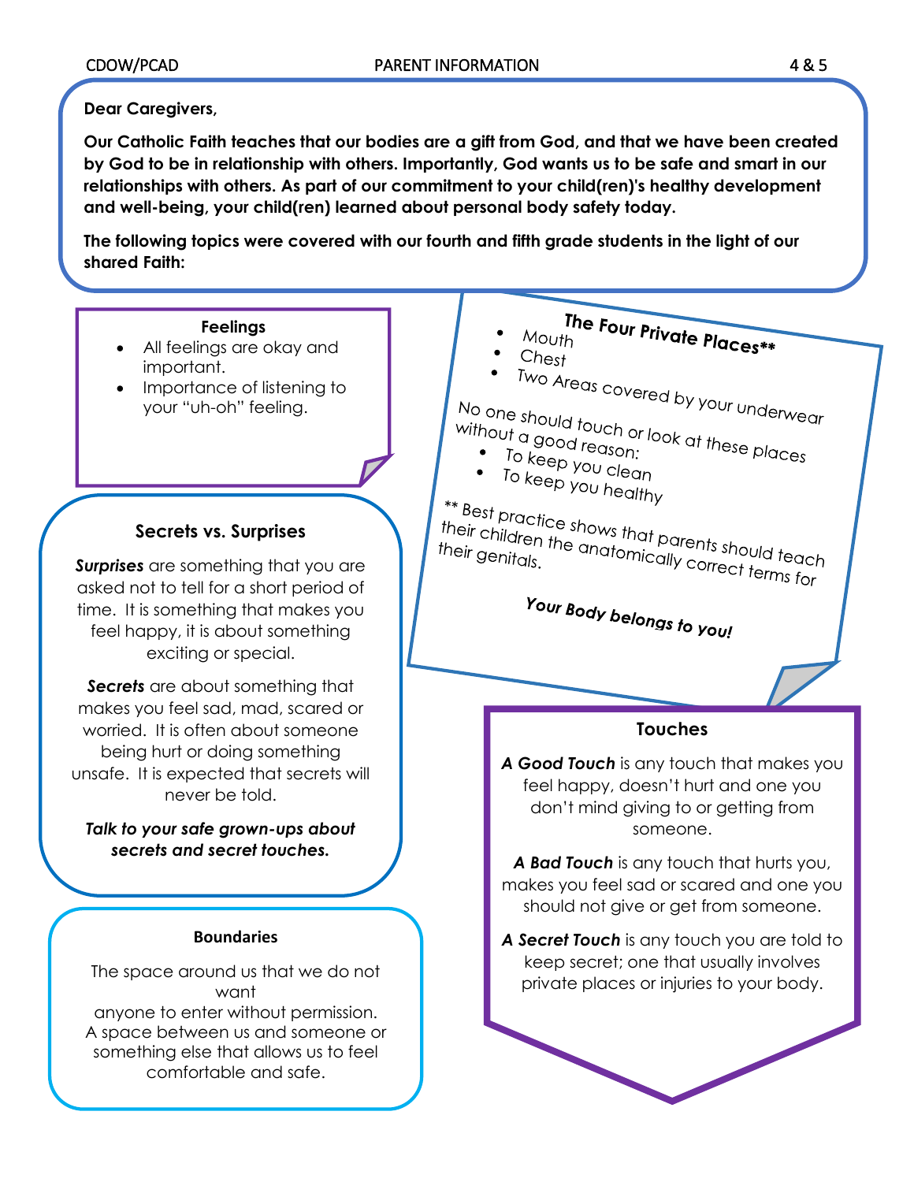**Dear Caregivers,**

**Our Catholic Faith teaches that our bodies are a gift from God, and that we have been created by God to be in relationship with others. Importantly, God wants us to be safe and smart in our relationships with others. As part of our commitment to your child(ren)'s healthy development and well-being, your child(ren) learned about personal body safety today.**

**The following topics were covered with our fourth and fifth grade students in the light of our shared Faith:**

### Feelings

- All feelings are okay and important.
- Importance of listening to your "uh-oh" feeling.

### Secrets vs. Surprises

***Surprises*** are something that you are asked not to tell for a short period of time. It is something that makes you feel happy, it is about something exciting or special.

***Secrets*** are about something that makes you feel sad, mad, scared or worried. It is often about someone being hurt or doing something unsafe. It is expected that secrets will never be told.

***Talk to your safe grown-ups about secrets and secret touches.***

### Boundaries

The space around us that we do not want anyone to enter without permission. A space between us and someone or something else that allows us to feel comfortable and safe.

### *The Four Private Places***

- Mouth
- Chest
- Two Areas covered by your underwear

No one should touch or look at these places without a good reason:

- To keep you clean
- To keep you healthy

** Best practice shows that parents should teach their children the anatomically correct terms for their genitals.

***Your Body belongs to you!***

### Touches

***A Good Touch*** is any touch that makes you feel happy, doesn't hurt and one you don't mind giving to or getting from someone.

***A Bad Touch*** is any touch that hurts you, makes you feel sad or scared and one you should not give or get from someone.

***A Secret Touch*** is any touch you are told to keep secret; one that usually involves private places or injuries to your body.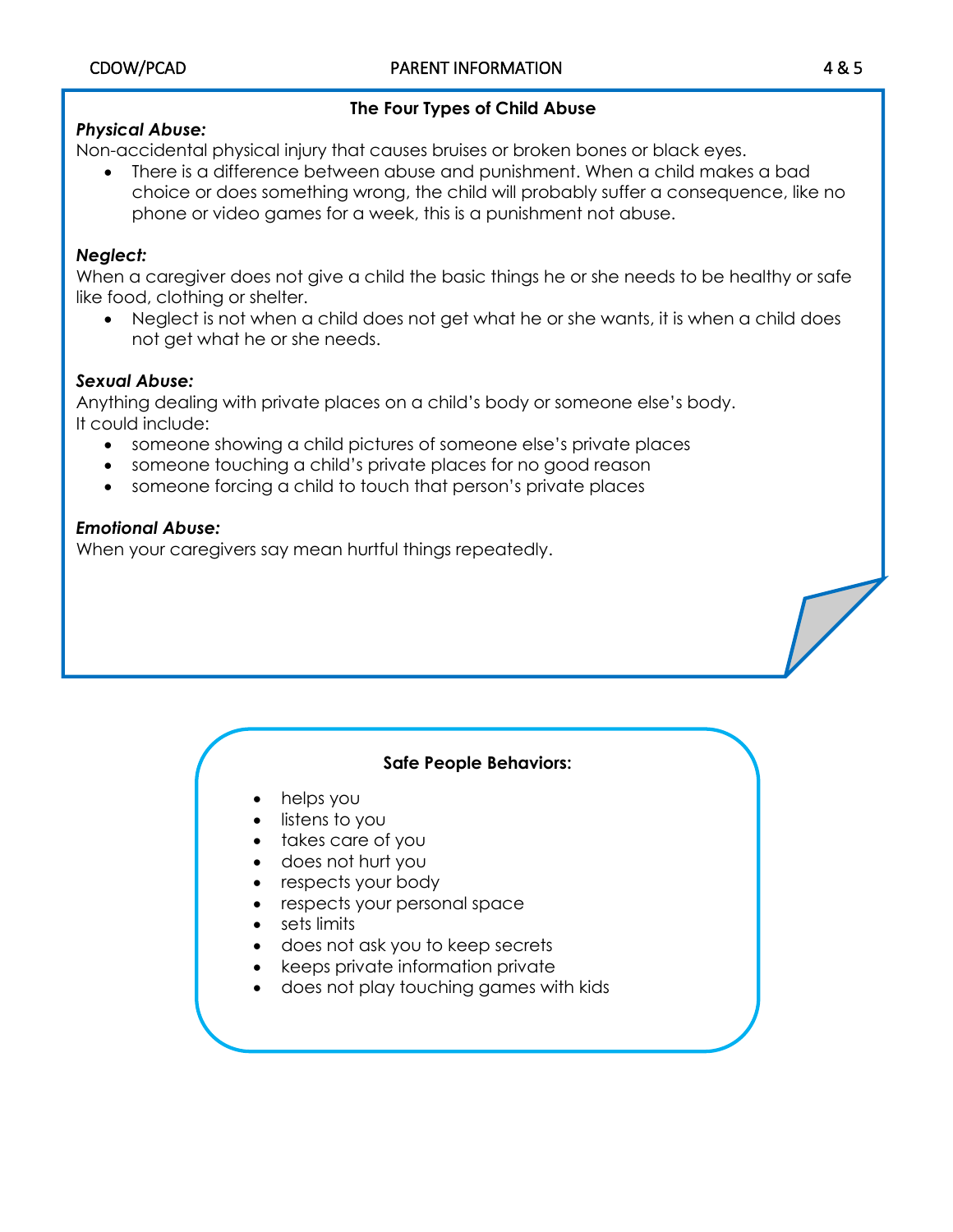## The Four Types of Child Abuse

***Physical Abuse:***

Non-accidental physical injury that causes bruises or broken bones or black eyes.

- There is a difference between abuse and punishment. When a child makes a bad choice or does something wrong, the child will probably suffer a consequence, like no phone or video games for a week, this is a punishment not abuse.

***Neglect:***

When a caregiver does not give a child the basic things he or she needs to be healthy or safe like food, clothing or shelter.

- Neglect is not when a child does not get what he or she wants, it is when a child does not get what he or she needs.

***Sexual Abuse:***

Anything dealing with private places on a child's body or someone else's body.
It could include:

- someone showing a child pictures of someone else's private places
- someone touching a child's private places for no good reason
- someone forcing a child to touch that person's private places

***Emotional Abuse:***

When your caregivers say mean hurtful things repeatedly.

**Safe People Behaviors:**

- helps you
- listens to you
- takes care of you
- does not hurt you
- respects your body
- respects your personal space
- sets limits
- does not ask you to keep secrets
- keeps private information private
- does not play touching games with kids